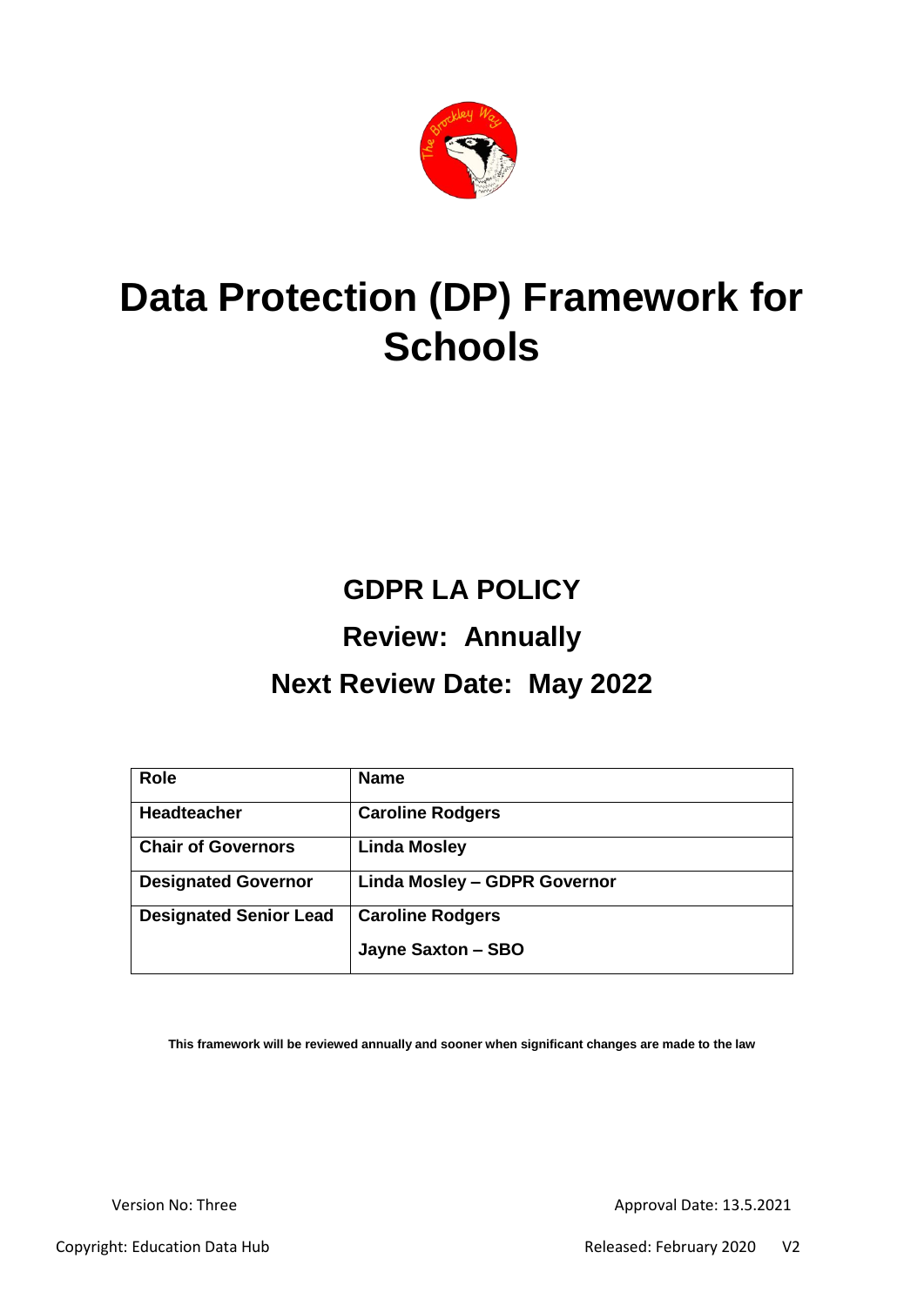# Data Protection (DP) Framework for Schools

## GDPR LA POLICY

## Review: Annually

## Next Review Date: May 2022

| Role | Name |
|---|---|
| **Headteacher** | **Caroline Rodgers** |
| **Chair of Governors** | **Linda Mosley** |
| **Designated Governor** | **Linda Mosley – GDPR Governor** |
| **Designated Senior Lead** | **Caroline Rodgers**<br>**Jayne Saxton – SBO** |

**This framework will be reviewed annually and sooner when significant changes are made to the law**

Version No: Three

Approval Date: 13.5.2021

Copyright: Education Data Hub

Released: February 2020 V2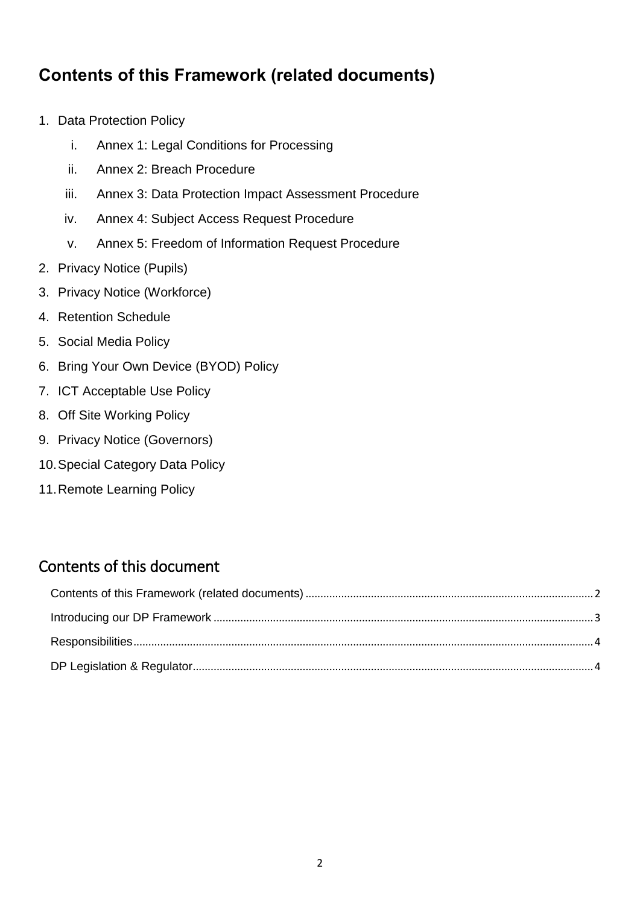## Contents of this Framework (related documents)

1. Data Protection Policy
    - i. Annex 1: Legal Conditions for Processing
    - ii. Annex 2: Breach Procedure
    - iii. Annex 3: Data Protection Impact Assessment Procedure
    - iv. Annex 4: Subject Access Request Procedure
    - v. Annex 5: Freedom of Information Request Procedure
2. Privacy Notice (Pupils)
3. Privacy Notice (Workforce)
4. Retention Schedule
5. Social Media Policy
6. Bring Your Own Device (BYOD) Policy
7. ICT Acceptable Use Policy
8. Off Site Working Policy
9. Privacy Notice (Governors)
10. Special Category Data Policy
11. Remote Learning Policy

## Contents of this document

Contents of this Framework (related documents) ........ 2
Introducing our DP Framework ........ 3
Responsibilities ........ 4
DP Legislation & Regulator ........ 4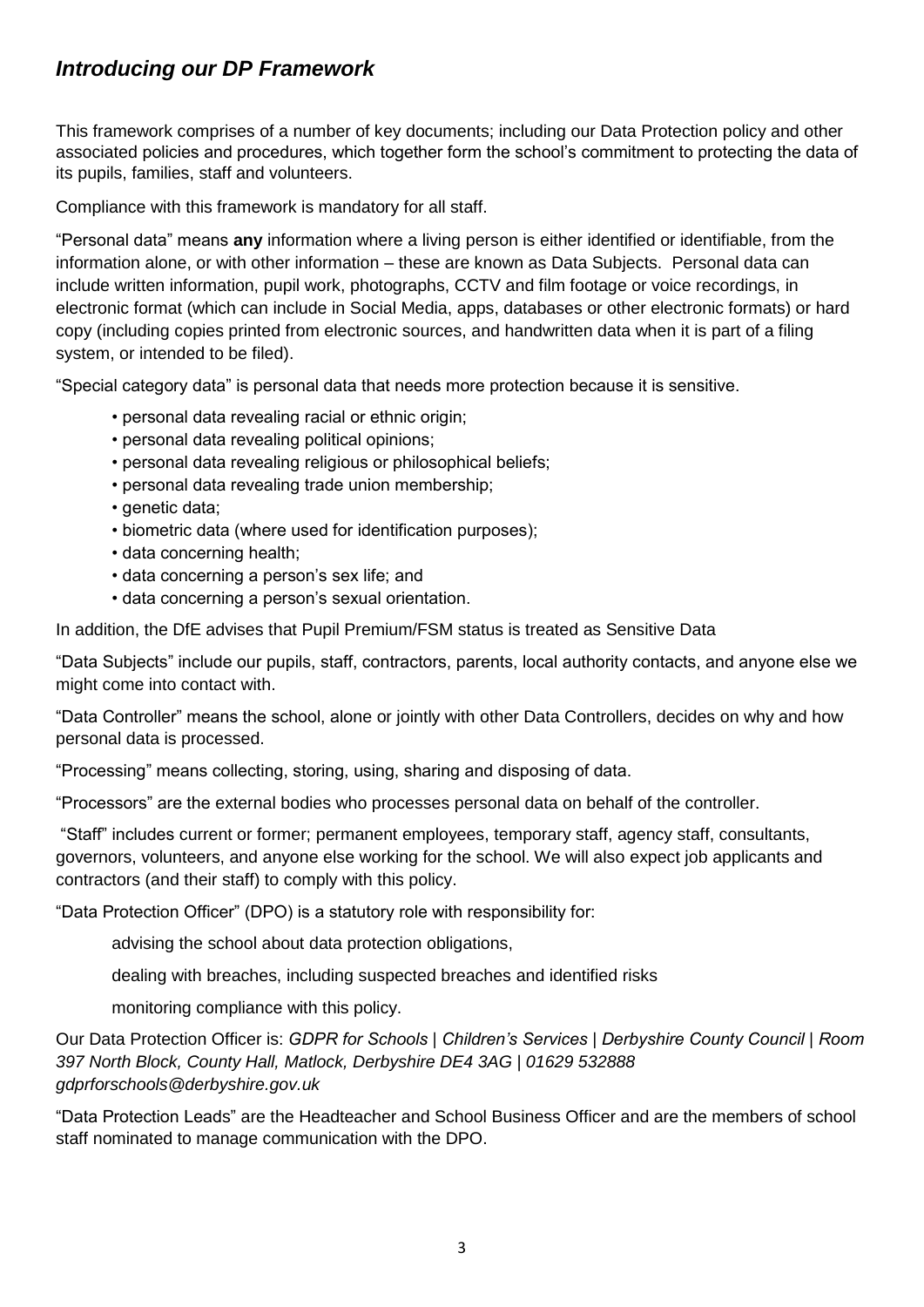## *Introducing our DP Framework*

This framework comprises of a number of key documents; including our Data Protection policy and other associated policies and procedures, which together form the school's commitment to protecting the data of its pupils, families, staff and volunteers.

Compliance with this framework is mandatory for all staff.

"Personal data" means **any** information where a living person is either identified or identifiable, from the information alone, or with other information – these are known as Data Subjects. Personal data can include written information, pupil work, photographs, CCTV and film footage or voice recordings, in electronic format (which can include in Social Media, apps, databases or other electronic formats) or hard copy (including copies printed from electronic sources, and handwritten data when it is part of a filing system, or intended to be filed).

"Special category data" is personal data that needs more protection because it is sensitive.

- personal data revealing racial or ethnic origin;
- personal data revealing political opinions;
- personal data revealing religious or philosophical beliefs;
- personal data revealing trade union membership;
- genetic data;
- biometric data (where used for identification purposes);
- data concerning health;
- data concerning a person's sex life; and
- data concerning a person's sexual orientation.

In addition, the DfE advises that Pupil Premium/FSM status is treated as Sensitive Data

"Data Subjects" include our pupils, staff, contractors, parents, local authority contacts, and anyone else we might come into contact with.

"Data Controller" means the school, alone or jointly with other Data Controllers, decides on why and how personal data is processed.

"Processing" means collecting, storing, using, sharing and disposing of data.

"Processors" are the external bodies who processes personal data on behalf of the controller.

"Staff" includes current or former; permanent employees, temporary staff, agency staff, consultants, governors, volunteers, and anyone else working for the school. We will also expect job applicants and contractors (and their staff) to comply with this policy.

"Data Protection Officer" (DPO) is a statutory role with responsibility for:

advising the school about data protection obligations,

dealing with breaches, including suspected breaches and identified risks

monitoring compliance with this policy.

Our Data Protection Officer is: *GDPR for Schools | Children's Services | Derbyshire County Council | Room 397 North Block, County Hall, Matlock, Derbyshire DE4 3AG | 01629 532888 gdprforschools@derbyshire.gov.uk*

"Data Protection Leads" are the Headteacher and School Business Officer and are the members of school staff nominated to manage communication with the DPO.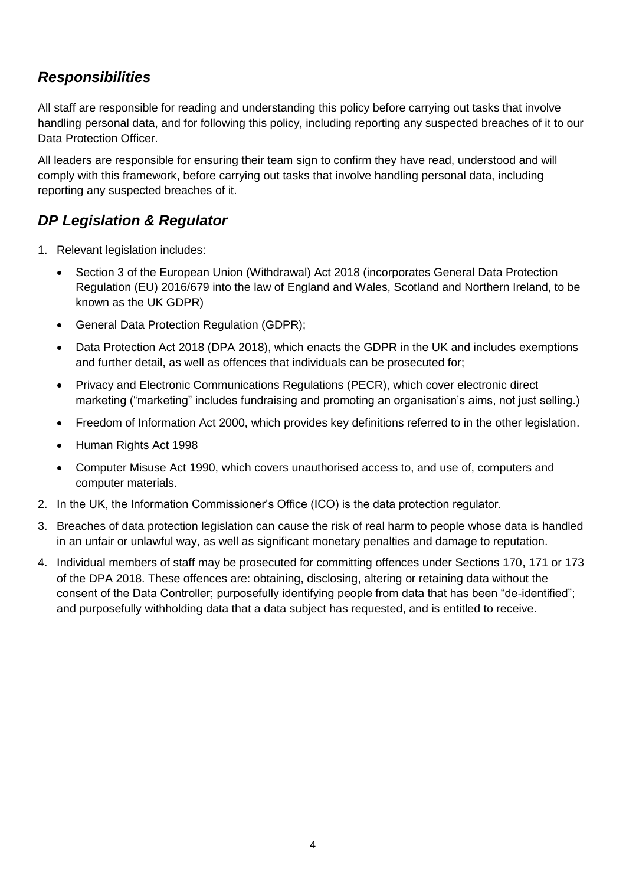## *Responsibilities*

All staff are responsible for reading and understanding this policy before carrying out tasks that involve handling personal data, and for following this policy, including reporting any suspected breaches of it to our Data Protection Officer.

All leaders are responsible for ensuring their team sign to confirm they have read, understood and will comply with this framework, before carrying out tasks that involve handling personal data, including reporting any suspected breaches of it.

## *DP Legislation & Regulator*

1. Relevant legislation includes:
   - Section 3 of the European Union (Withdrawal) Act 2018 (incorporates General Data Protection Regulation (EU) 2016/679 into the law of England and Wales, Scotland and Northern Ireland, to be known as the UK GDPR)
   - General Data Protection Regulation (GDPR);
   - Data Protection Act 2018 (DPA 2018), which enacts the GDPR in the UK and includes exemptions and further detail, as well as offences that individuals can be prosecuted for;
   - Privacy and Electronic Communications Regulations (PECR), which cover electronic direct marketing ("marketing" includes fundraising and promoting an organisation's aims, not just selling.)
   - Freedom of Information Act 2000, which provides key definitions referred to in the other legislation.
   - Human Rights Act 1998
   - Computer Misuse Act 1990, which covers unauthorised access to, and use of, computers and computer materials.
2. In the UK, the Information Commissioner's Office (ICO) is the data protection regulator.
3. Breaches of data protection legislation can cause the risk of real harm to people whose data is handled in an unfair or unlawful way, as well as significant monetary penalties and damage to reputation.
4. Individual members of staff may be prosecuted for committing offences under Sections 170, 171 or 173 of the DPA 2018. These offences are: obtaining, disclosing, altering or retaining data without the consent of the Data Controller; purposefully identifying people from data that has been "de-identified"; and purposefully withholding data that a data subject has requested, and is entitled to receive.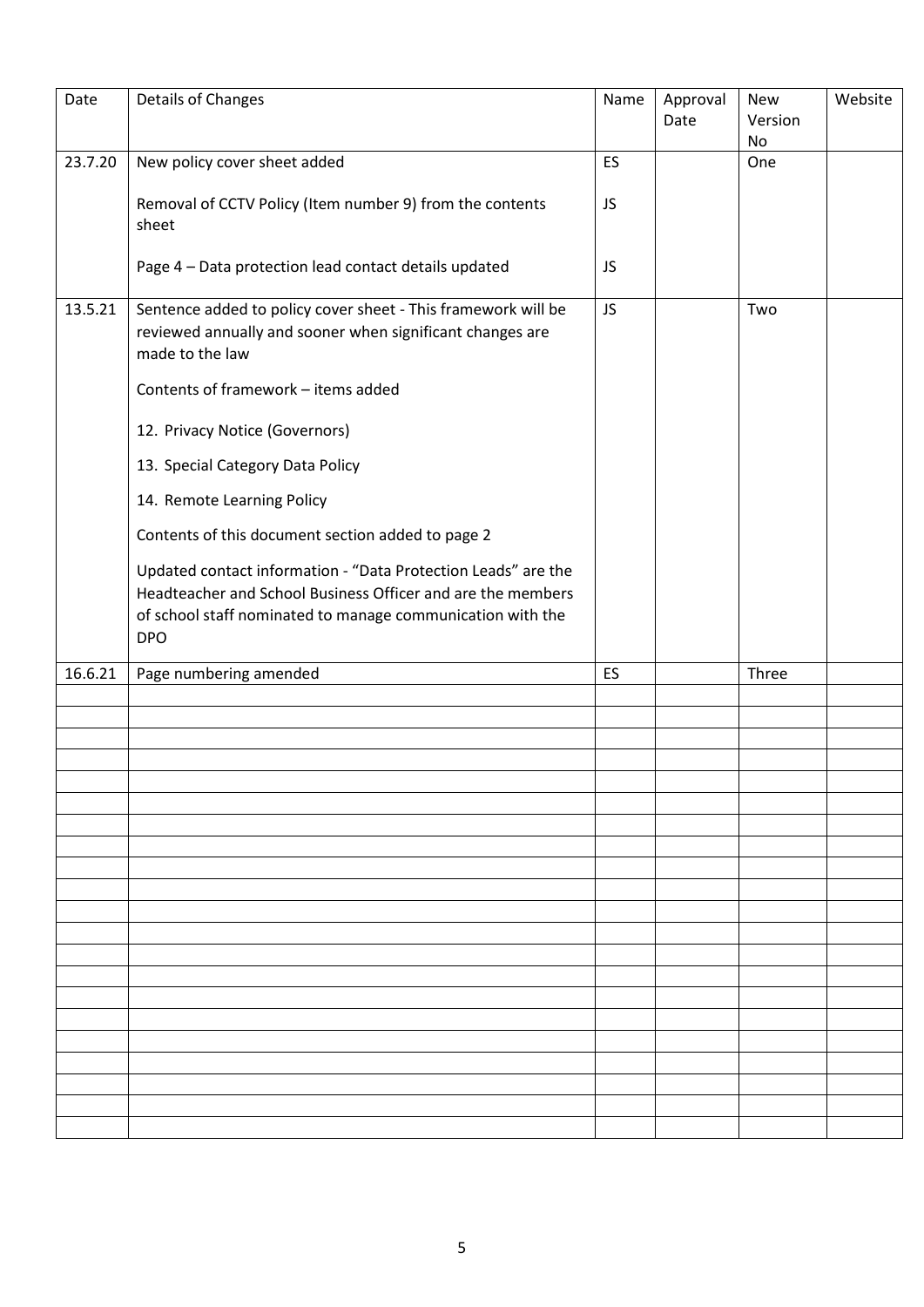| Date | Details of Changes | Name | Approval Date | New Version No | Website |
|---|---|---|---|---|---|
| 23.7.20 | New policy cover sheet added<br><br>Removal of CCTV Policy (Item number 9) from the contents sheet<br><br>Page 4 – Data protection lead contact details updated | ES<br><br>JS<br><br>JS | | One | |
| 13.5.21 | Sentence added to policy cover sheet - This framework will be reviewed annually and sooner when significant changes are made to the law<br><br>Contents of framework – items added<br><br>12. Privacy Notice (Governors)<br><br>13. Special Category Data Policy<br><br>14. Remote Learning Policy<br><br>Contents of this document section added to page 2<br><br>Updated contact information - "Data Protection Leads" are the Headteacher and School Business Officer and are the members of school staff nominated to manage communication with the DPO | JS | | Two | |
| 16.6.21 | Page numbering amended | ES | | Three | |
| | | | | | |
| | | | | | |
| | | | | | |
| | | | | | |
| | | | | | |
| | | | | | |
| | | | | | |
| | | | | | |
| | | | | | |
| | | | | | |
| | | | | | |
| | | | | | |
| | | | | | |
| | | | | | |
| | | | | | |
| | | | | | |
| | | | | | |
| | | | | | |
| | | | | | |
| | | | | | |
| | | | | | |